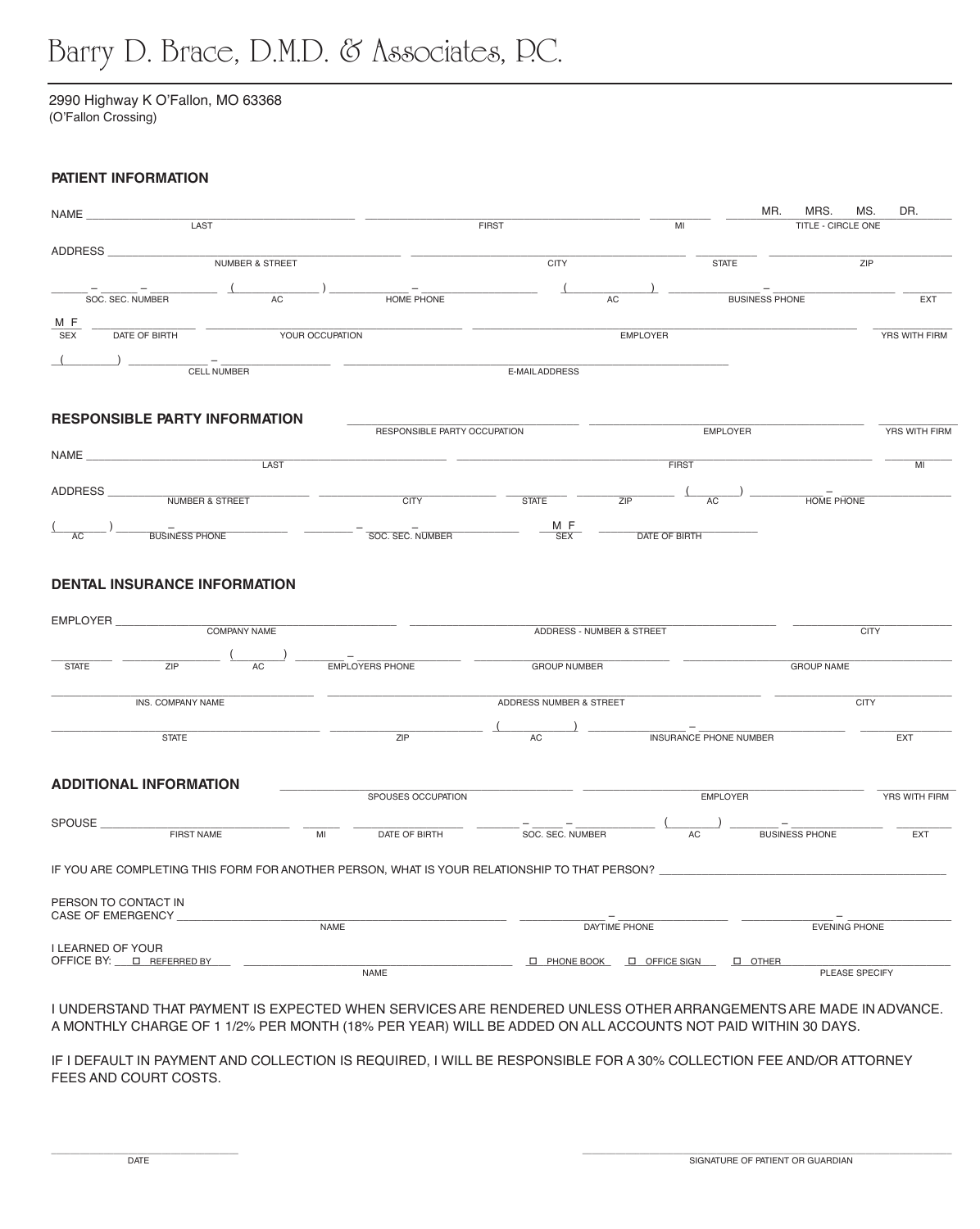# Barry D. Brace, D.M.D. & Associates, P.C.

2990 Highway K O'Fallon, MO 63368
(O'Fallon Crossing)

## PATIENT INFORMATION

NAME ______________________ ______________________ ________ MR. MRS. MS. DR.
LAST FIRST MI TITLE - CIRCLE ONE

ADDRESS ______________________ ______________________ ________ ________
NUMBER & STREET CITY STATE ZIP

_____ – _____ – _____ ( ______ ) ______ – ______ ( ______ ) ______ – ______ ______
SOC. SEC. NUMBER AC HOME PHONE AC BUSINESS PHONE EXT

M F ________ ______________________ ______________________ ________
SEX DATE OF BIRTH YOUR OCCUPATION EMPLOYER YRS WITH FIRM

( ______ ) ______ – ______ ______________________
CELL NUMBER E-MAIL ADDRESS

## RESPONSIBLE PARTY INFORMATION

______________________ ______________________ ________
RESPONSIBLE PARTY OCCUPATION EMPLOYER YRS WITH FIRM

NAME ______________________ ______________________ ________
LAST FIRST MI

ADDRESS ______________________ ________ ________ ________ ( ______ ) ______ – ______
NUMBER & STREET CITY STATE ZIP AC HOME PHONE

( ______ ) ______ – ______ _____ – _____ – _____ M F ________
AC BUSINESS PHONE SOC. SEC. NUMBER SEX DATE OF BIRTH

## DENTAL INSURANCE INFORMATION

EMPLOYER ______________________ ______________________ ________
COMPANY NAME ADDRESS - NUMBER & STREET CITY

________ ________ ( ______ ) ______ – ______ ______________ ______________
STATE ZIP AC EMPLOYERS PHONE GROUP NUMBER GROUP NAME

______________________ ______________________ ________
INS. COMPANY NAME ADDRESS NUMBER & STREET CITY

________ ________ ( ______ ) ______ – ______ ______
STATE ZIP AC INSURANCE PHONE NUMBER EXT

## ADDITIONAL INFORMATION

______________________ ______________________ ________
SPOUSES OCCUPATION EMPLOYER YRS WITH FIRM

SPOUSE ______________ ____ ________ _____ – _____ – _____ ( ______ ) ______ – ______ ______
FIRST NAME MI DATE OF BIRTH SOC. SEC. NUMBER AC BUSINESS PHONE EXT

IF YOU ARE COMPLETING THIS FORM FOR ANOTHER PERSON, WHAT IS YOUR RELATIONSHIP TO THAT PERSON? ______________________

PERSON TO CONTACT IN
CASE OF EMERGENCY ______________________ ______ – ______ ______ – ______
NAME DAYTIME PHONE EVENING PHONE

I LEARNED OF YOUR
OFFICE BY: ☐ REFERRED BY ______________________ ☐ PHONE BOOK ☐ OFFICE SIGN ☐ OTHER ______________
NAME PLEASE SPECIFY

I UNDERSTAND THAT PAYMENT IS EXPECTED WHEN SERVICES ARE RENDERED UNLESS OTHER ARRANGEMENTS ARE MADE IN ADVANCE. A MONTHLY CHARGE OF 1 1/2% PER MONTH (18% PER YEAR) WILL BE ADDED ON ALL ACCOUNTS NOT PAID WITHIN 30 DAYS.

IF I DEFAULT IN PAYMENT AND COLLECTION IS REQUIRED, I WILL BE RESPONSIBLE FOR A 30% COLLECTION FEE AND/OR ATTORNEY FEES AND COURT COSTS.

______________________ ______________________
DATE SIGNATURE OF PATIENT OR GUARDIAN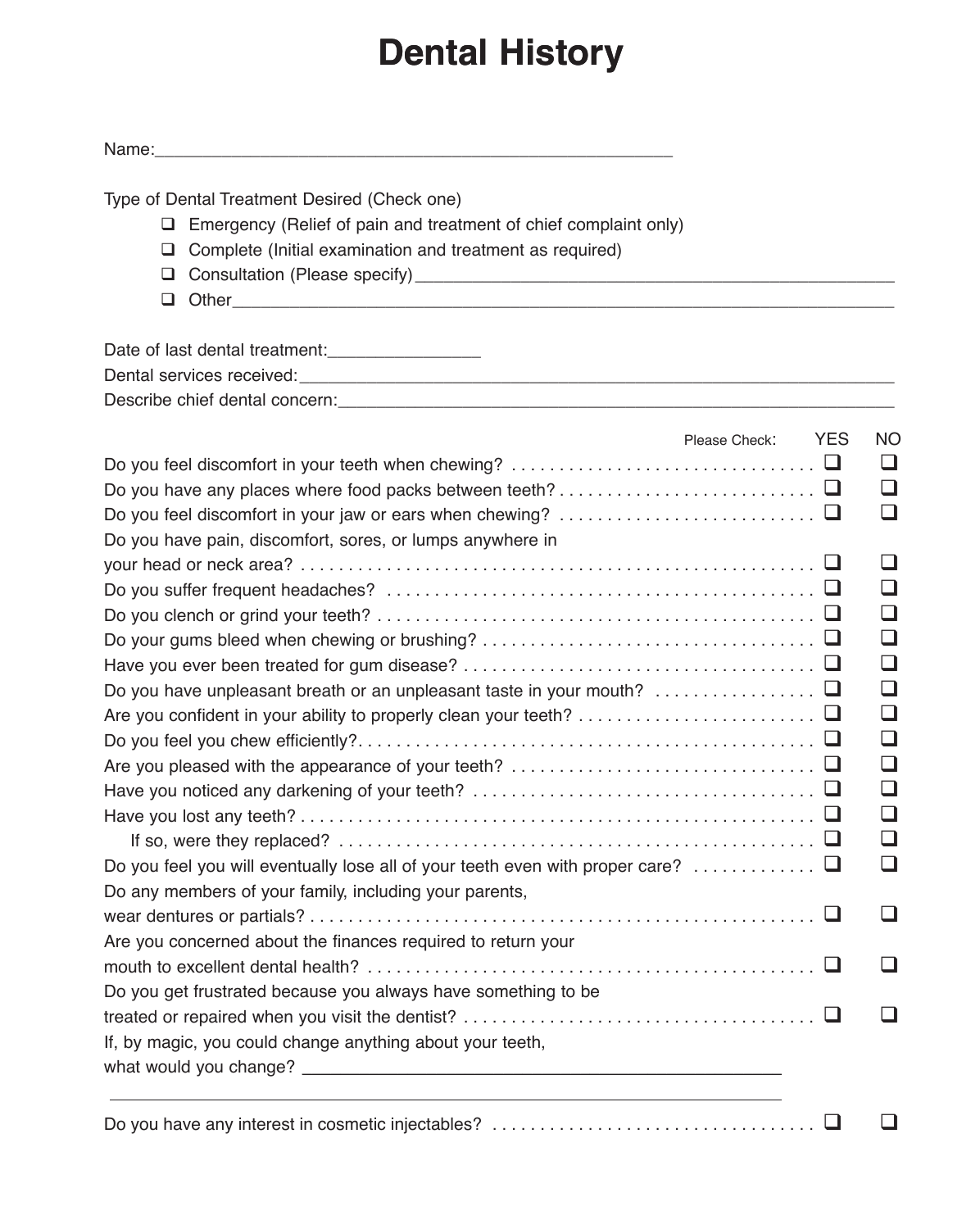# Dental History

Name:_______________________________________________________

Type of Dental Treatment Desired (Check one)

- ❑ Emergency (Relief of pain and treatment of chief complaint only)
- ❑ Complete (Initial examination and treatment as required)
- ❑ Consultation (Please specify)_______________________________________________
- ❑ Other_______________________________________________________________

Date of last dental treatment:______________

Dental services received:_______________________________________________________

Describe chief dental concern:___________________________________________________

| Please Check: | YES | NO |
|---|---|---|
| Do you feel discomfort in your teeth when chewing? | ❑ | ❑ |
| Do you have any places where food packs between teeth? | ❑ | ❑ |
| Do you feel discomfort in your jaw or ears when chewing? | ❑ | ❑ |
| Do you have pain, discomfort, sores, or lumps anywhere in your head or neck area? | ❑ | ❑ |
| Do you suffer frequent headaches? | ❑ | ❑ |
| Do you clench or grind your teeth? | ❑ | ❑ |
| Do your gums bleed when chewing or brushing? | ❑ | ❑ |
| Have you ever been treated for gum disease? | ❑ | ❑ |
| Do you have unpleasant breath or an unpleasant taste in your mouth? | ❑ | ❑ |
| Are you confident in your ability to properly clean your teeth? | ❑ | ❑ |
| Do you feel you chew efficiently? | ❑ | ❑ |
| Are you pleased with the appearance of your teeth? | ❑ | ❑ |
| Have you noticed any darkening of your teeth? | ❑ | ❑ |
| Have you lost any teeth? | ❑ | ❑ |
| If so, were they replaced? | ❑ | ❑ |
| Do you feel you will eventually lose all of your teeth even with proper care? | ❑ | ❑ |
| Do any members of your family, including your parents, wear dentures or partials? | ❑ | ❑ |
| Are you concerned about the finances required to return your mouth to excellent dental health? | ❑ | ❑ |
| Do you get frustrated because you always have something to be treated or repaired when you visit the dentist? | ❑ | ❑ |

If, by magic, you could change anything about your teeth, what would you change? ______________________________________________

_______________________________________________________________

| | YES | NO |
|---|---|---|
| Do you have any interest in cosmetic injectables? | ❑ | ❑ |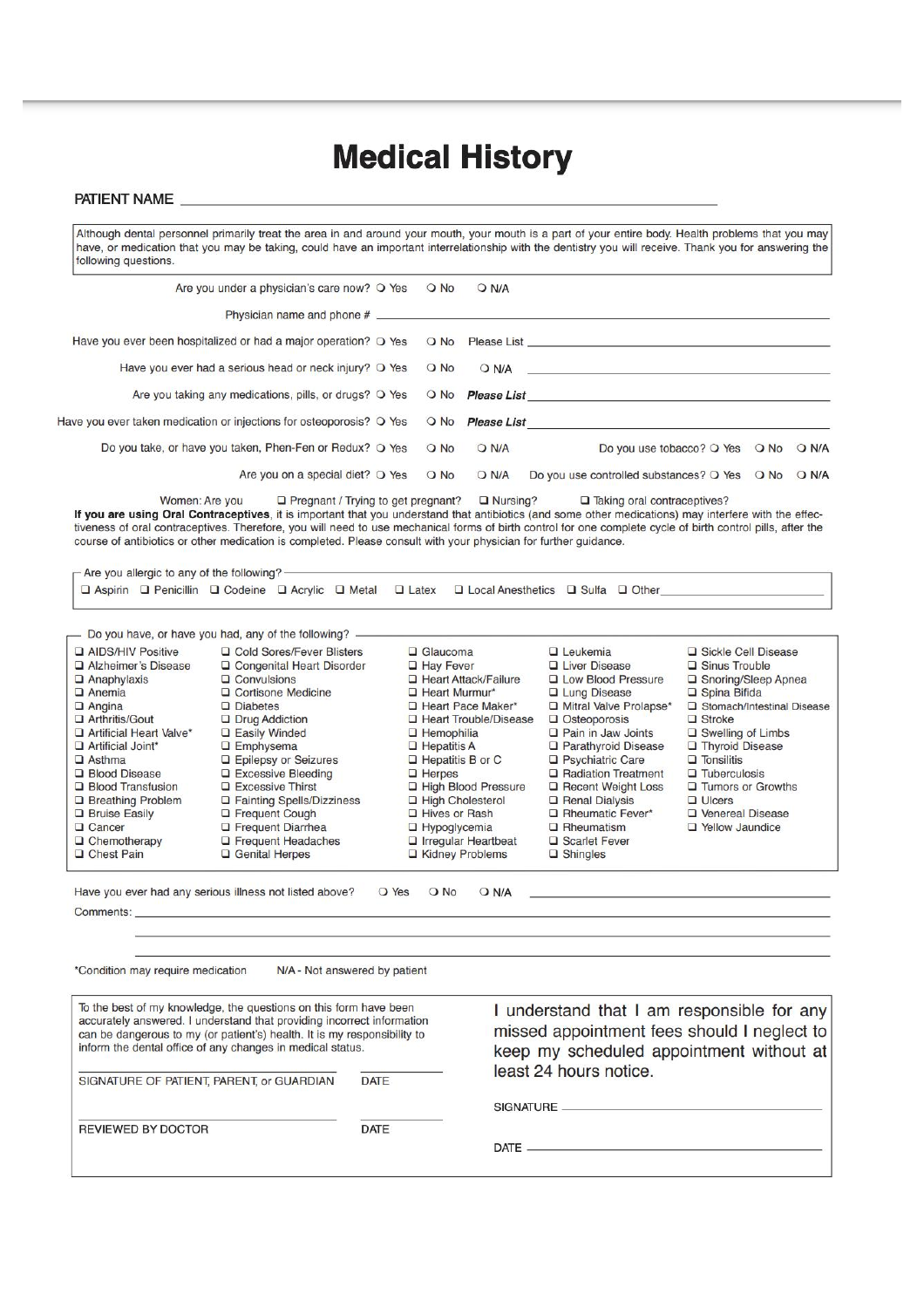# Medical History

PATIENT NAME ____________________________________________

Although dental personnel primarily treat the area in and around your mouth, your mouth is a part of your entire body. Health problems that you may have, or medication that you may be taking, could have an important interrelationship with the dentistry you will receive. Thank you for answering the following questions.

Are you under a physician's care now? ❍ Yes ❍ No ❍ N/A

Physician name and phone # ____________________________________________

Have you ever been hospitalized or had a major operation? ❍ Yes ❍ No Please List ____________________

Have you ever had a serious head or neck injury? ❍ Yes ❍ No ❍ N/A ____________________

Are you taking any medications, pills, or drugs? ❍ Yes ❍ No ***Please List*** ____________________

Have you ever taken medication or injections for osteoporosis? ❍ Yes ❍ No ***Please List*** ____________________

Do you take, or have you taken, Phen-Fen or Redux? ❍ Yes ❍ No ❍ N/A Do you use tobacco? ❍ Yes ❍ No ❍ N/A

Are you on a special diet? ❍ Yes ❍ No ❍ N/A Do you use controlled substances? ❍ Yes ❍ No ❍ N/A

Women: Are you ❑ Pregnant / Trying to get pregnant? ❑ Nursing? ❑ Taking oral contraceptives?

**If you are using Oral Contraceptives**, it is important that you understand that antibiotics (and some other medications) may interfere with the effectiveness of oral contraceptives. Therefore, you will need to use mechanical forms of birth control for one complete cycle of birth control pills, after the course of antibiotics or other medication is completed. Please consult with your physician for further guidance.

Are you allergic to any of the following?

❑ Aspirin ❑ Penicillin ❑ Codeine ❑ Acrylic ❑ Metal ❑ Latex ❑ Local Anesthetics ❑ Sulfa ❑ Other____________________

Do you have, or have you had, any of the following?

| | | | | |
|---|---|---|---|---|
| ❑ AIDS/HIV Positive | ❑ Cold Sores/Fever Blisters | ❑ Glaucoma | ❑ Leukemia | ❑ Sickle Cell Disease |
| ❑ Alzheimer's Disease | ❑ Congenital Heart Disorder | ❑ Hay Fever | ❑ Liver Disease | ❑ Sinus Trouble |
| ❑ Anaphylaxis | ❑ Convulsions | ❑ Heart Attack/Failure | ❑ Low Blood Pressure | ❑ Snoring/Sleep Apnea |
| ❑ Anemia | ❑ Cortisone Medicine | ❑ Heart Murmur* | ❑ Lung Disease | ❑ Spina Bifida |
| ❑ Angina | ❑ Diabetes | ❑ Heart Pace Maker* | ❑ Mitral Valve Prolapse* | ❑ Stomach/Intestinal Disease |
| ❑ Arthritis/Gout | ❑ Drug Addiction | ❑ Heart Trouble/Disease | ❑ Osteoporosis | ❑ Stroke |
| ❑ Artificial Heart Valve* | ❑ Easily Winded | ❑ Hemophilia | ❑ Pain in Jaw Joints | ❑ Swelling of Limbs |
| ❑ Artificial Joint* | ❑ Emphysema | ❑ Hepatitis A | ❑ Parathyroid Disease | ❑ Thyroid Disease |
| ❑ Asthma | ❑ Epilepsy or Seizures | ❑ Hepatitis B or C | ❑ Psychiatric Care | ❑ Tonsilitis |
| ❑ Blood Disease | ❑ Excessive Bleeding | ❑ Herpes | ❑ Radiation Treatment | ❑ Tuberculosis |
| ❑ Blood Transfusion | ❑ Excessive Thirst | ❑ High Blood Pressure | ❑ Recent Weight Loss | ❑ Tumors or Growths |
| ❑ Breathing Problem | ❑ Fainting Spells/Dizziness | ❑ High Cholesterol | ❑ Renal Dialysis | ❑ Ulcers |
| ❑ Bruise Easily | ❑ Frequent Cough | ❑ Hives or Rash | ❑ Rheumatic Fever* | ❑ Venereal Disease |
| ❑ Cancer | ❑ Frequent Diarrhea | ❑ Hypoglycemia | ❑ Rheumatism | ❑ Yellow Jaundice |
| ❑ Chemotherapy | ❑ Frequent Headaches | ❑ Irregular Heartbeat | ❑ Scarlet Fever | |
| ❑ Chest Pain | ❑ Genital Herpes | ❑ Kidney Problems | ❑ Shingles | |

Have you ever had any serious illness not listed above? ❍ Yes ❍ No ❍ N/A ____________________

Comments: ____________________________________________

*Condition may require medication N/A - Not answered by patient

To the best of my knowledge, the questions on this form have been accurately answered. I understand that providing incorrect information can be dangerous to my (or patient's) health. It is my responsibility to inform the dental office of any changes in medical status.

______________________________ ____________

SIGNATURE OF PATIENT, PARENT, or GUARDIAN DATE

______________________________ ____________

REVIEWED BY DOCTOR DATE

I understand that I am responsible for any missed appointment fees should I neglect to keep my scheduled appointment without at least 24 hours notice.

SIGNATURE ____________________

DATE ____________________